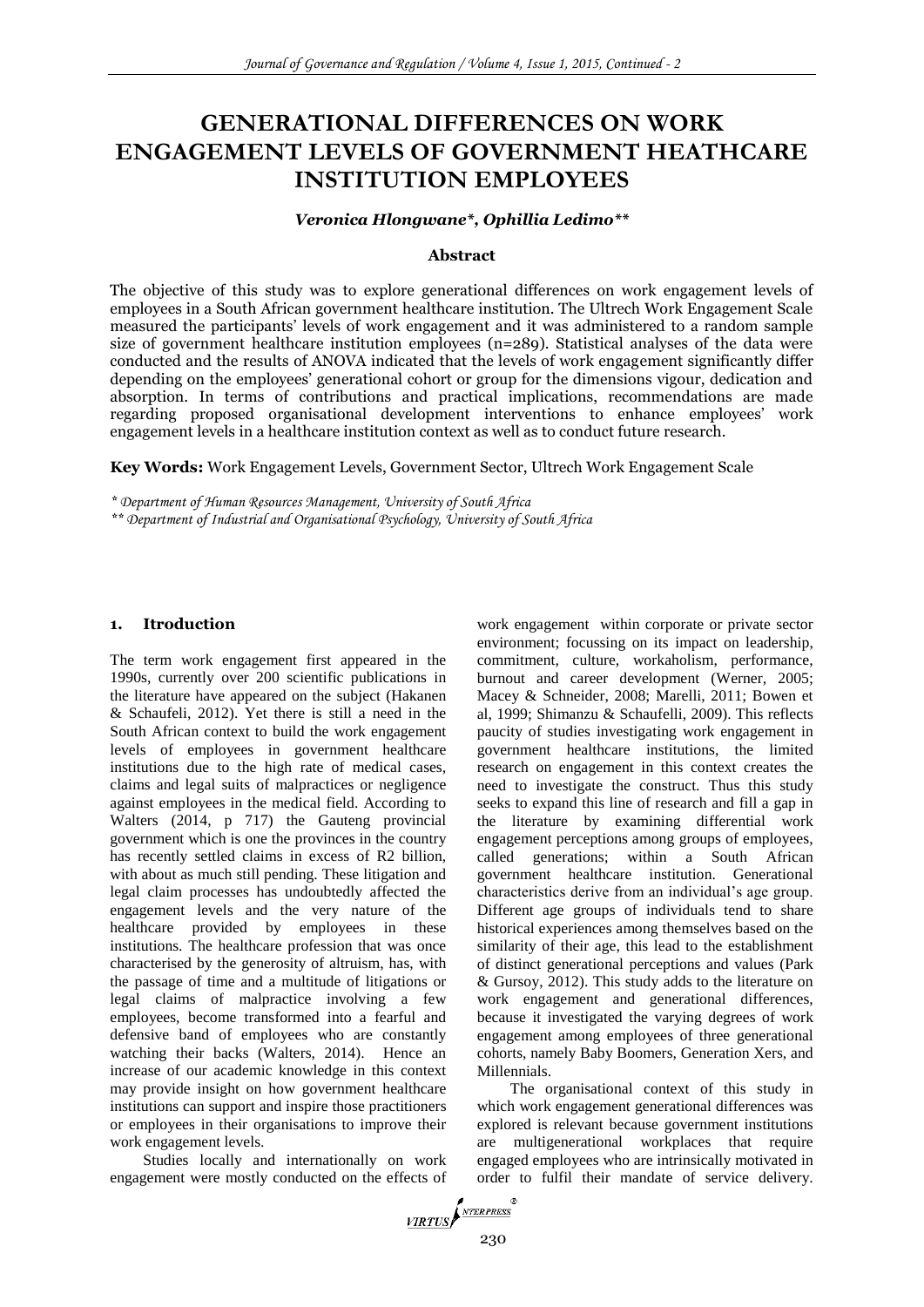# GENERATIONAL DIFFERENCES ON WORK ENGAGEMENT LEVELS OF GOVERNMENT HEATHCARE INSTITUTION EMPLOYEES

***Veronica Hlongwane*, Ophillia Ledimo*****

**Abstract**

The objective of this study was to explore generational differences on work engagement levels of employees in a South African government healthcare institution. The Ultrech Work Engagement Scale measured the participants' levels of work engagement and it was administered to a random sample size of government healthcare institution employees (n=289). Statistical analyses of the data were conducted and the results of ANOVA indicated that the levels of work engagement significantly differ depending on the employees' generational cohort or group for the dimensions vigour, dedication and absorption. In terms of contributions and practical implications, recommendations are made regarding proposed organisational development interventions to enhance employees' work engagement levels in a healthcare institution context as well as to conduct future research.

**Key Words:** Work Engagement Levels, Government Sector, Ultrech Work Engagement Scale

*\* Department of Human Resources Management, University of South Africa*

*\*\* Department of Industrial and Organisational Psychology, University of South Africa*

## 1. Itroduction

The term work engagement first appeared in the 1990s, currently over 200 scientific publications in the literature have appeared on the subject (Hakanen & Schaufeli, 2012). Yet there is still a need in the South African context to build the work engagement levels of employees in government healthcare institutions due to the high rate of medical cases, claims and legal suits of malpractices or negligence against employees in the medical field. According to Walters (2014, p 717) the Gauteng provincial government which is one the provinces in the country has recently settled claims in excess of R2 billion, with about as much still pending. These litigation and legal claim processes has undoubtedly affected the engagement levels and the very nature of the healthcare provided by employees in these institutions. The healthcare profession that was once characterised by the generosity of altruism, has, with the passage of time and a multitude of litigations or legal claims of malpractice involving a few employees, become transformed into a fearful and defensive band of employees who are constantly watching their backs (Walters, 2014). Hence an increase of our academic knowledge in this context may provide insight on how government healthcare institutions can support and inspire those practitioners or employees in their organisations to improve their work engagement levels.

Studies locally and internationally on work engagement were mostly conducted on the effects of work engagement within corporate or private sector environment; focussing on its impact on leadership, commitment, culture, workaholism, performance, burnout and career development (Werner, 2005; Macey & Schneider, 2008; Marelli, 2011; Bowen et al, 1999; Shimanzu & Schaufelli, 2009). This reflects paucity of studies investigating work engagement in government healthcare institutions, the limited research on engagement in this context creates the need to investigate the construct. Thus this study seeks to expand this line of research and fill a gap in the literature by examining differential work engagement perceptions among groups of employees, called generations; within a South African government healthcare institution. Generational characteristics derive from an individual's age group. Different age groups of individuals tend to share historical experiences among themselves based on the similarity of their age, this lead to the establishment of distinct generational perceptions and values (Park & Gursoy, 2012). This study adds to the literature on work engagement and generational differences, because it investigated the varying degrees of work engagement among employees of three generational cohorts, namely Baby Boomers, Generation Xers, and Millennials.

The organisational context of this study in which work engagement generational differences was explored is relevant because government institutions are multigenerational workplaces that require engaged employees who are intrinsically motivated in order to fulfil their mandate of service delivery.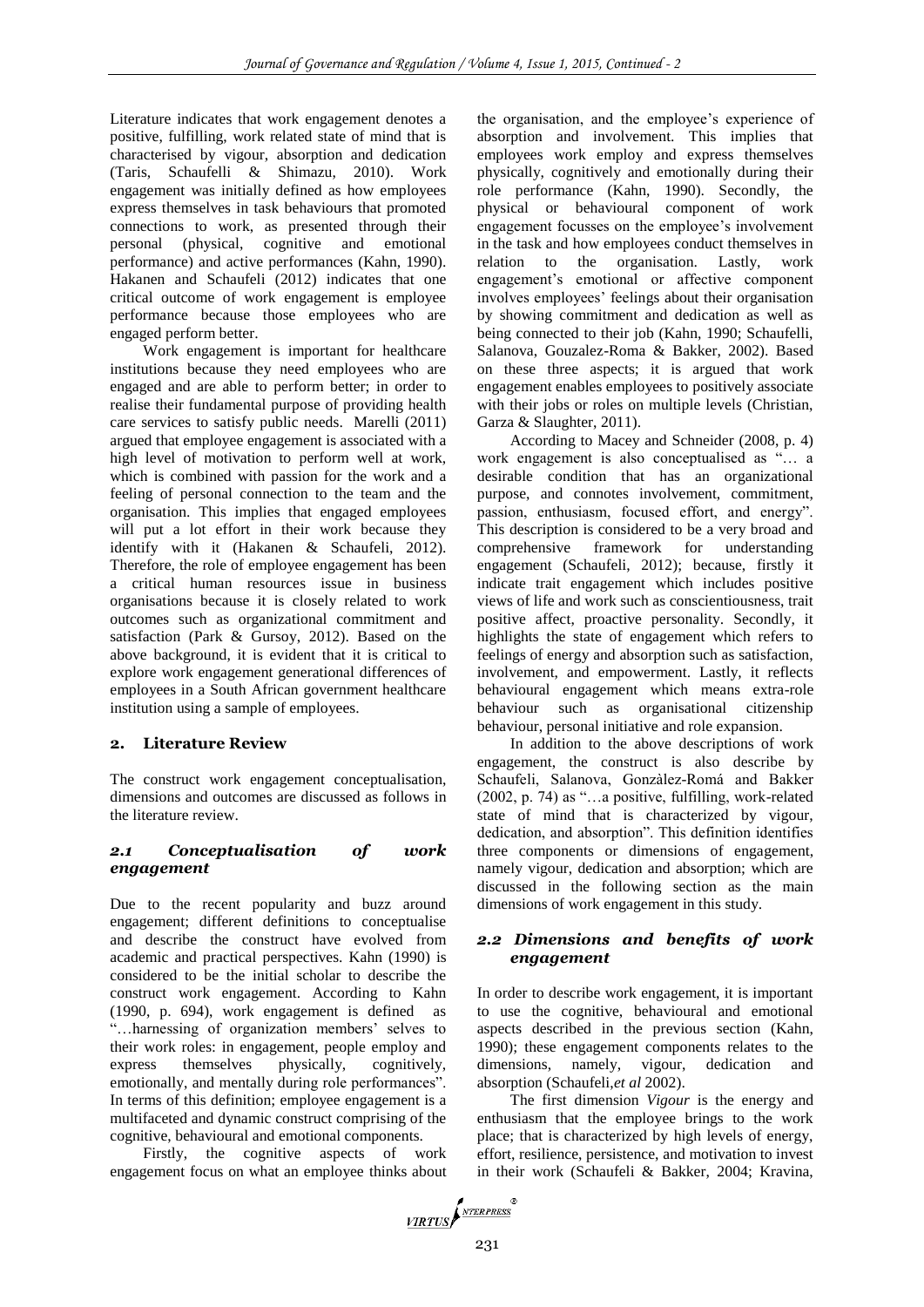Literature indicates that work engagement denotes a positive, fulfilling, work related state of mind that is characterised by vigour, absorption and dedication (Taris, Schaufelli & Shimazu, 2010). Work engagement was initially defined as how employees express themselves in task behaviours that promoted connections to work, as presented through their personal (physical, cognitive and emotional performance) and active performances (Kahn, 1990). Hakanen and Schaufeli (2012) indicates that one critical outcome of work engagement is employee performance because those employees who are engaged perform better.

Work engagement is important for healthcare institutions because they need employees who are engaged and are able to perform better; in order to realise their fundamental purpose of providing health care services to satisfy public needs. Marelli (2011) argued that employee engagement is associated with a high level of motivation to perform well at work, which is combined with passion for the work and a feeling of personal connection to the team and the organisation. This implies that engaged employees will put a lot effort in their work because they identify with it (Hakanen & Schaufeli, 2012). Therefore, the role of employee engagement has been a critical human resources issue in business organisations because it is closely related to work outcomes such as organizational commitment and satisfaction (Park & Gursoy, 2012). Based on the above background, it is evident that it is critical to explore work engagement generational differences of employees in a South African government healthcare institution using a sample of employees.

## 2. Literature Review

The construct work engagement conceptualisation, dimensions and outcomes are discussed as follows in the literature review.

### *2.1 Conceptualisation of work engagement*

Due to the recent popularity and buzz around engagement; different definitions to conceptualise and describe the construct have evolved from academic and practical perspectives. Kahn (1990) is considered to be the initial scholar to describe the construct work engagement. According to Kahn (1990, p. 694), work engagement is defined as "…harnessing of organization members' selves to their work roles: in engagement, people employ and express themselves physically, cognitively, emotionally, and mentally during role performances". In terms of this definition; employee engagement is a multifaceted and dynamic construct comprising of the cognitive, behavioural and emotional components.

Firstly, the cognitive aspects of work engagement focus on what an employee thinks about the organisation, and the employee's experience of absorption and involvement. This implies that employees work employ and express themselves physically, cognitively and emotionally during their role performance (Kahn, 1990). Secondly, the physical or behavioural component of work engagement focusses on the employee's involvement in the task and how employees conduct themselves in relation to the organisation. Lastly, work engagement's emotional or affective component involves employees' feelings about their organisation by showing commitment and dedication as well as being connected to their job (Kahn, 1990; Schaufelli, Salanova, Gouzalez-Roma & Bakker, 2002). Based on these three aspects; it is argued that work engagement enables employees to positively associate with their jobs or roles on multiple levels (Christian, Garza & Slaughter, 2011).

According to Macey and Schneider (2008, p. 4) work engagement is also conceptualised as "… a desirable condition that has an organizational purpose, and connotes involvement, commitment, passion, enthusiasm, focused effort, and energy". This description is considered to be a very broad and comprehensive framework for understanding engagement (Schaufeli, 2012); because, firstly it indicate trait engagement which includes positive views of life and work such as conscientiousness, trait positive affect, proactive personality. Secondly, it highlights the state of engagement which refers to feelings of energy and absorption such as satisfaction, involvement, and empowerment. Lastly, it reflects behavioural engagement which means extra-role behaviour such as organisational citizenship behaviour, personal initiative and role expansion.

In addition to the above descriptions of work engagement, the construct is also describe by Schaufeli, Salanova, Gonzàlez-Romá and Bakker (2002, p. 74) as "…a positive, fulfilling, work-related state of mind that is characterized by vigour, dedication, and absorption". This definition identifies three components or dimensions of engagement, namely vigour, dedication and absorption; which are discussed in the following section as the main dimensions of work engagement in this study.

### *2.2 Dimensions and benefits of work engagement*

In order to describe work engagement, it is important to use the cognitive, behavioural and emotional aspects described in the previous section (Kahn, 1990); these engagement components relates to the dimensions, namely, vigour, dedication and absorption (Schaufeli,*et al* 2002).

The first dimension *Vigour* is the energy and enthusiasm that the employee brings to the work place; that is characterized by high levels of energy, effort, resilience, persistence, and motivation to invest in their work (Schaufeli & Bakker, 2004; Kravina,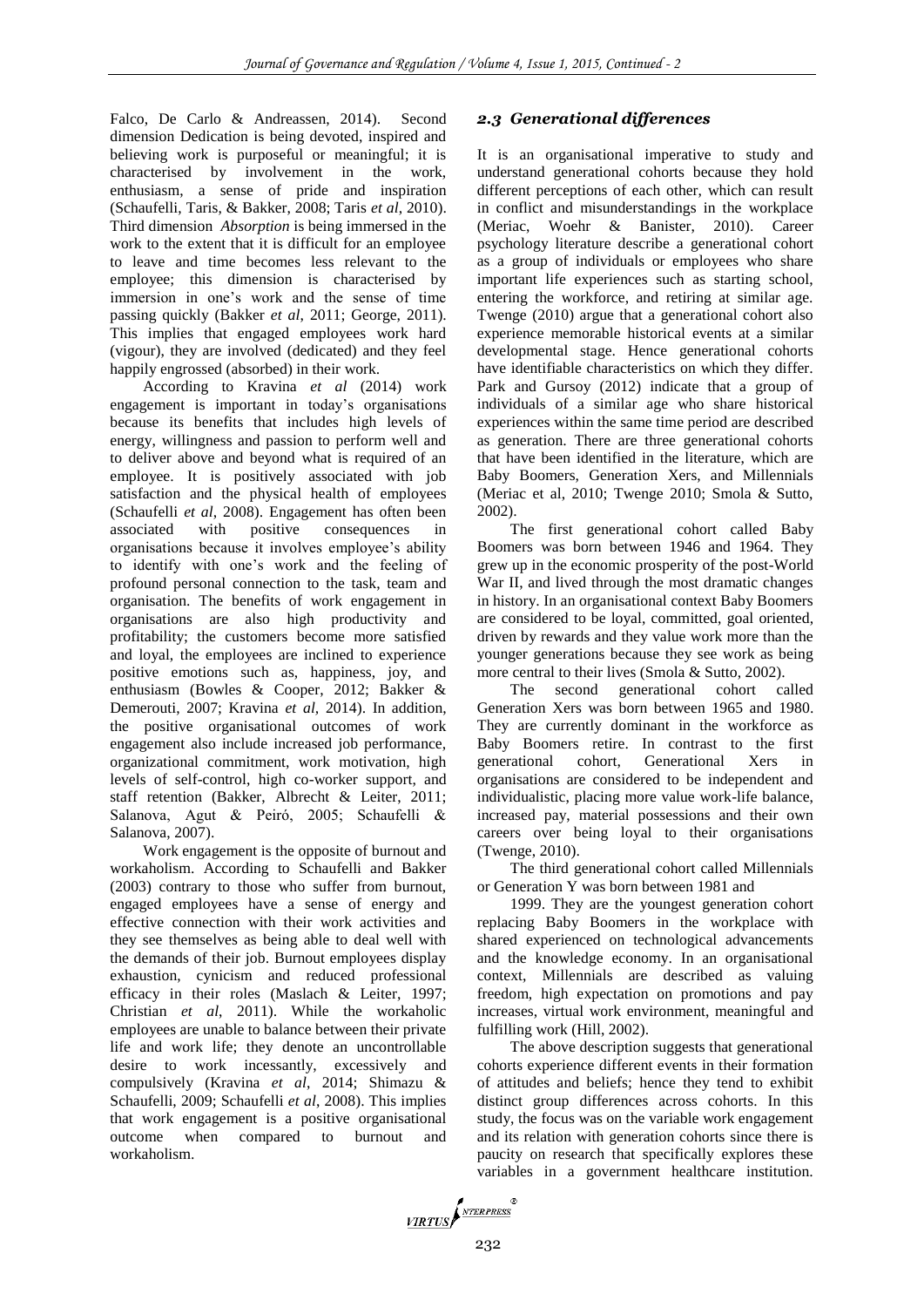Falco, De Carlo & Andreassen, 2014). Second dimension Dedication is being devoted, inspired and believing work is purposeful or meaningful; it is characterised by involvement in the work, enthusiasm, a sense of pride and inspiration (Schaufelli, Taris, & Bakker, 2008; Taris *et al*, 2010). Third dimension *Absorption* is being immersed in the work to the extent that it is difficult for an employee to leave and time becomes less relevant to the employee; this dimension is characterised by immersion in one's work and the sense of time passing quickly (Bakker *et al*, 2011; George, 2011). This implies that engaged employees work hard (vigour), they are involved (dedicated) and they feel happily engrossed (absorbed) in their work.

According to Kravina *et al* (2014) work engagement is important in today's organisations because its benefits that includes high levels of energy, willingness and passion to perform well and to deliver above and beyond what is required of an employee. It is positively associated with job satisfaction and the physical health of employees (Schaufelli *et al*, 2008). Engagement has often been associated with positive consequences in organisations because it involves employee's ability to identify with one's work and the feeling of profound personal connection to the task, team and organisation. The benefits of work engagement in organisations are also high productivity and profitability; the customers become more satisfied and loyal, the employees are inclined to experience positive emotions such as, happiness, joy, and enthusiasm (Bowles & Cooper, 2012; Bakker & Demerouti, 2007; Kravina *et al*, 2014). In addition, the positive organisational outcomes of work engagement also include increased job performance, organizational commitment, work motivation, high levels of self-control, high co-worker support, and staff retention (Bakker, Albrecht & Leiter, 2011; Salanova, Agut & Peiró, 2005; Schaufelli & Salanova, 2007).

Work engagement is the opposite of burnout and workaholism. According to Schaufelli and Bakker (2003) contrary to those who suffer from burnout, engaged employees have a sense of energy and effective connection with their work activities and they see themselves as being able to deal well with the demands of their job. Burnout employees display exhaustion, cynicism and reduced professional efficacy in their roles (Maslach & Leiter, 1997; Christian *et al*, 2011). While the workaholic employees are unable to balance between their private life and work life; they denote an uncontrollable desire to work incessantly, excessively and compulsively (Kravina *et al*, 2014; Shimazu & Schaufelli, 2009; Schaufelli *et al*, 2008). This implies that work engagement is a positive organisational outcome when compared to burnout and workaholism.

## 2.3 Generational differences

It is an organisational imperative to study and understand generational cohorts because they hold different perceptions of each other, which can result in conflict and misunderstandings in the workplace (Meriac, Woehr & Banister, 2010). Career psychology literature describe a generational cohort as a group of individuals or employees who share important life experiences such as starting school, entering the workforce, and retiring at similar age. Twenge (2010) argue that a generational cohort also experience memorable historical events at a similar developmental stage. Hence generational cohorts have identifiable characteristics on which they differ. Park and Gursoy (2012) indicate that a group of individuals of a similar age who share historical experiences within the same time period are described as generation. There are three generational cohorts that have been identified in the literature, which are Baby Boomers, Generation Xers, and Millennials (Meriac et al, 2010; Twenge 2010; Smola & Sutto, 2002).

The first generational cohort called Baby Boomers was born between 1946 and 1964. They grew up in the economic prosperity of the post-World War II, and lived through the most dramatic changes in history. In an organisational context Baby Boomers are considered to be loyal, committed, goal oriented, driven by rewards and they value work more than the younger generations because they see work as being more central to their lives (Smola & Sutto, 2002).

The second generational cohort called Generation Xers was born between 1965 and 1980. They are currently dominant in the workforce as Baby Boomers retire. In contrast to the first generational cohort, Generational Xers in organisations are considered to be independent and individualistic, placing more value work-life balance, increased pay, material possessions and their own careers over being loyal to their organisations (Twenge, 2010).

The third generational cohort called Millennials or Generation Y was born between 1981 and 1999. They are the youngest generation cohort replacing Baby Boomers in the workplace with shared experienced on technological advancements and the knowledge economy. In an organisational context, Millennials are described as valuing freedom, high expectation on promotions and pay increases, virtual work environment, meaningful and fulfilling work (Hill, 2002).

The above description suggests that generational cohorts experience different events in their formation of attitudes and beliefs; hence they tend to exhibit distinct group differences across cohorts. In this study, the focus was on the variable work engagement and its relation with generation cohorts since there is paucity on research that specifically explores these variables in a government healthcare institution.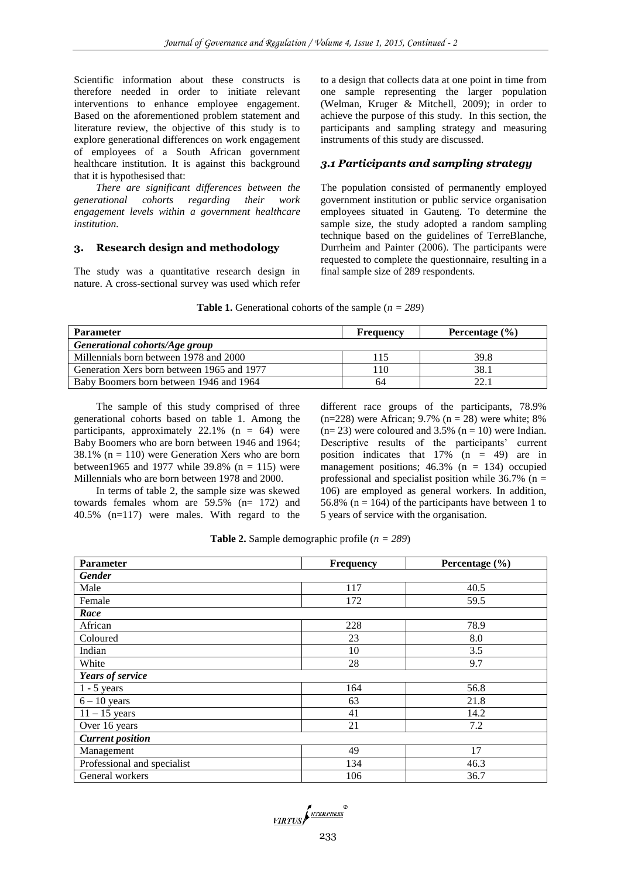Scientific information about these constructs is therefore needed in order to initiate relevant interventions to enhance employee engagement. Based on the aforementioned problem statement and literature review, the objective of this study is to explore generational differences on work engagement of employees of a South African government healthcare institution. It is against this background that it is hypothesised that:

*There are significant differences between the generational cohorts regarding their work engagement levels within a government healthcare institution.*

## 3. Research design and methodology

The study was a quantitative research design in nature. A cross-sectional survey was used which refer to a design that collects data at one point in time from one sample representing the larger population (Welman, Kruger & Mitchell, 2009); in order to achieve the purpose of this study. In this section, the participants and sampling strategy and measuring instruments of this study are discussed.

### 3.1 Participants and sampling strategy

The population consisted of permanently employed government institution or public service organisation employees situated in Gauteng. To determine the sample size, the study adopted a random sampling technique based on the guidelines of TerreBlanche, Durrheim and Painter (2006). The participants were requested to complete the questionnaire, resulting in a final sample size of 289 respondents.

**Table 1.** Generational cohorts of the sample (*n = 289*)

| Parameter | Frequency | Percentage (%) |
|---|---|---|
| ***Generational cohorts/Age group*** | | |
| Millennials born between 1978 and 2000 | 115 | 39.8 |
| Generation Xers born between 1965 and 1977 | 110 | 38.1 |
| Baby Boomers born between 1946 and 1964 | 64 | 22.1 |

The sample of this study comprised of three generational cohorts based on table 1. Among the participants, approximately 22.1% (n = 64) were Baby Boomers who are born between 1946 and 1964; 38.1% (n = 110) were Generation Xers who are born between1965 and 1977 while 39.8% (n = 115) were Millennials who are born between 1978 and 2000.

In terms of table 2, the sample size was skewed towards females whom are 59.5% (n= 172) and 40.5% (n=117) were males. With regard to the different race groups of the participants, 78.9% (n=228) were African; 9.7% (n = 28) were white; 8% (n= 23) were coloured and 3.5% (n = 10) were Indian. Descriptive results of the participants' current position indicates that 17% (n = 49) are in management positions; 46.3% (n = 134) occupied professional and specialist position while 36.7% (n = 106) are employed as general workers. In addition, 56.8% (n = 164) of the participants have between 1 to 5 years of service with the organisation.

**Table 2.** Sample demographic profile (*n = 289*)

| Parameter | Frequency | Percentage (%) |
|---|---|---|
| ***Gender*** | | |
| Male | 117 | 40.5 |
| Female | 172 | 59.5 |
| ***Race*** | | |
| African | 228 | 78.9 |
| Coloured | 23 | 8.0 |
| Indian | 10 | 3.5 |
| White | 28 | 9.7 |
| ***Years of service*** | | |
| 1 - 5 years | 164 | 56.8 |
| 6 – 10 years | 63 | 21.8 |
| 11 – 15 years | 41 | 14.2 |
| Over 16 years | 21 | 7.2 |
| ***Current position*** | | |
| Management | 49 | 17 |
| Professional and specialist | 134 | 46.3 |
| General workers | 106 | 36.7 |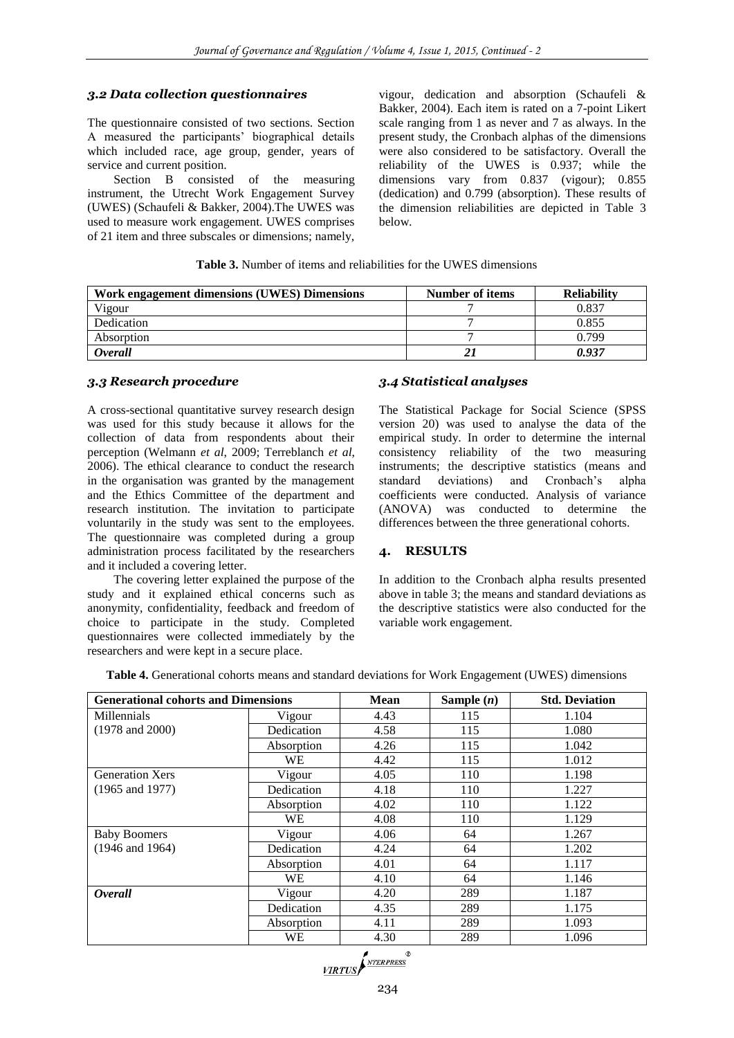### 3.2 Data collection questionnaires

The questionnaire consisted of two sections. Section A measured the participants' biographical details which included race, age group, gender, years of service and current position.

Section B consisted of the measuring instrument, the Utrecht Work Engagement Survey (UWES) (Schaufeli & Bakker, 2004).The UWES was used to measure work engagement. UWES comprises of 21 item and three subscales or dimensions; namely, vigour, dedication and absorption (Schaufeli & Bakker, 2004). Each item is rated on a 7-point Likert scale ranging from 1 as never and 7 as always. In the present study, the Cronbach alphas of the dimensions were also considered to be satisfactory. Overall the reliability of the UWES is 0.937; while the dimensions vary from 0.837 (vigour); 0.855 (dedication) and 0.799 (absorption). These results of the dimension reliabilities are depicted in Table 3 below.

**Table 3.** Number of items and reliabilities for the UWES dimensions

| Work engagement dimensions (UWES) Dimensions | Number of items | Reliability |
|---|---|---|
| Vigour | 7 | 0.837 |
| Dedication | 7 | 0.855 |
| Absorption | 7 | 0.799 |
| ***Overall*** | ***21*** | ***0.937*** |

### 3.3 Research procedure

A cross-sectional quantitative survey research design was used for this study because it allows for the collection of data from respondents about their perception (Welmann *et al*, 2009; Terreblanch *et al*, 2006). The ethical clearance to conduct the research in the organisation was granted by the management and the Ethics Committee of the department and research institution. The invitation to participate voluntarily in the study was sent to the employees. The questionnaire was completed during a group administration process facilitated by the researchers and it included a covering letter.

The covering letter explained the purpose of the study and it explained ethical concerns such as anonymity, confidentiality, feedback and freedom of choice to participate in the study. Completed questionnaires were collected immediately by the researchers and were kept in a secure place.

### 3.4 Statistical analyses

The Statistical Package for Social Science (SPSS version 20) was used to analyse the data of the empirical study. In order to determine the internal consistency reliability of the two measuring instruments; the descriptive statistics (means and standard deviations) and Cronbach's alpha coefficients were conducted. Analysis of variance (ANOVA) was conducted to determine the differences between the three generational cohorts.

## 4. RESULTS

In addition to the Cronbach alpha results presented above in table 3; the means and standard deviations as the descriptive statistics were also conducted for the variable work engagement.

**Table 4.** Generational cohorts means and standard deviations for Work Engagement (UWES) dimensions

| Generational cohorts and Dimensions | | Mean | Sample ($n$) | Std. Deviation |
|---|---|---|---|---|
| Millennials (1978 and 2000) | Vigour | 4.43 | 115 | 1.104 |
| | Dedication | 4.58 | 115 | 1.080 |
| | Absorption | 4.26 | 115 | 1.042 |
| | WE | 4.42 | 115 | 1.012 |
| Generation Xers (1965 and 1977) | Vigour | 4.05 | 110 | 1.198 |
| | Dedication | 4.18 | 110 | 1.227 |
| | Absorption | 4.02 | 110 | 1.122 |
| | WE | 4.08 | 110 | 1.129 |
| Baby Boomers (1946 and 1964) | Vigour | 4.06 | 64 | 1.267 |
| | Dedication | 4.24 | 64 | 1.202 |
| | Absorption | 4.01 | 64 | 1.117 |
| | WE | 4.10 | 64 | 1.146 |
| ***Overall*** | Vigour | 4.20 | 289 | 1.187 |
| | Dedication | 4.35 | 289 | 1.175 |
| | Absorption | 4.11 | 289 | 1.093 |
| | WE | 4.30 | 289 | 1.096 |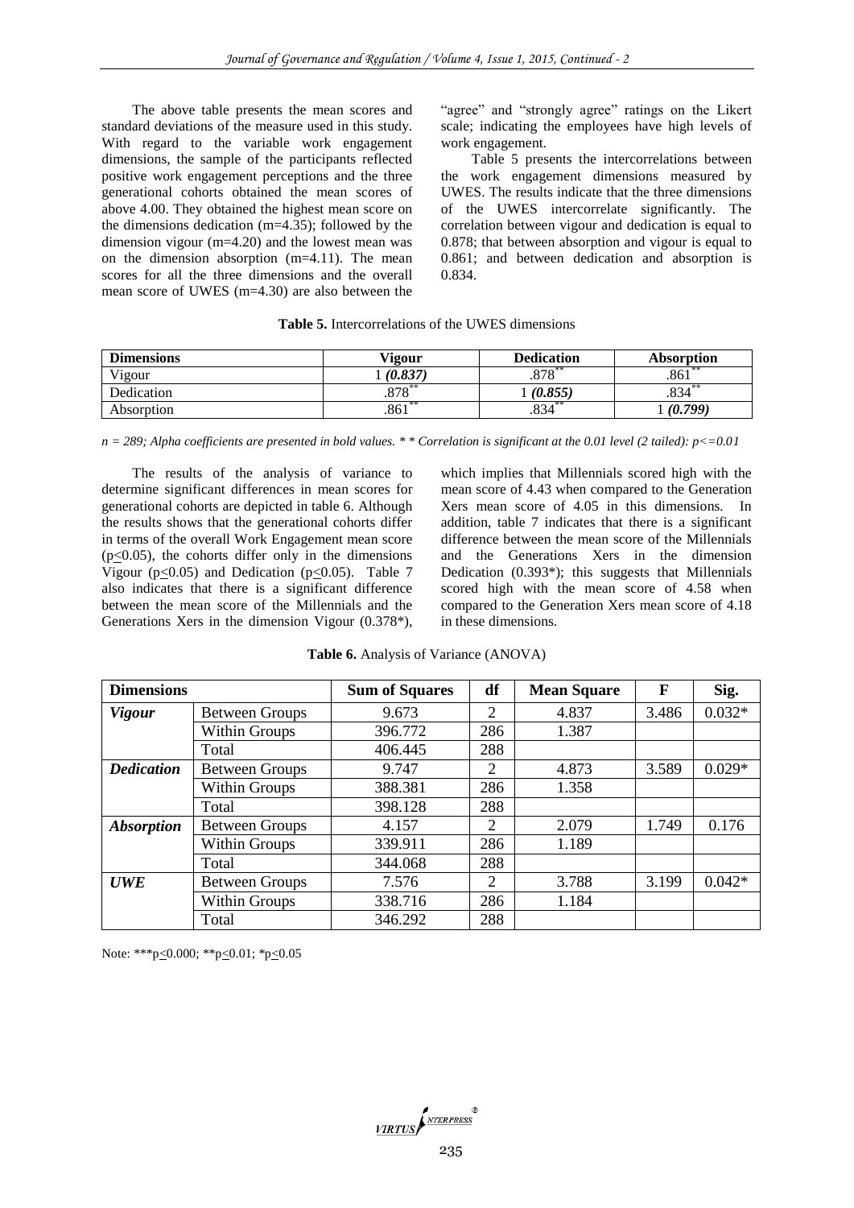The above table presents the mean scores and standard deviations of the measure used in this study. With regard to the variable work engagement dimensions, the sample of the participants reflected positive work engagement perceptions and the three generational cohorts obtained the mean scores of above 4.00. They obtained the highest mean score on the dimensions dedication (m=4.35); followed by the dimension vigour (m=4.20) and the lowest mean was on the dimension absorption (m=4.11). The mean scores for all the three dimensions and the overall mean score of UWES (m=4.30) are also between the "agree" and "strongly agree" ratings on the Likert scale; indicating the employees have high levels of work engagement.

Table 5 presents the intercorrelations between the work engagement dimensions measured by UWES. The results indicate that the three dimensions of the UWES intercorrelate significantly. The correlation between vigour and dedication is equal to 0.878; that between absorption and vigour is equal to 0.861; and between dedication and absorption is 0.834.

**Table 5.** Intercorrelations of the UWES dimensions

| Dimensions | Vigour | Dedication | Absorption |
|---|---|---|---|
| Vigour | 1 ***(0.837)*** | .878** | .861** |
| Dedication | .878** | 1 ***(0.855)*** | .834** |
| Absorption | .861** | .834** | 1 ***(0.799)*** |

*n = 289; Alpha coefficients are presented in bold values. * * Correlation is significant at the 0.01 level (2 tailed): p<=0.01*

The results of the analysis of variance to determine significant differences in mean scores for generational cohorts are depicted in table 6. Although the results shows that the generational cohorts differ in terms of the overall Work Engagement mean score ($p \leq 0.05$), the cohorts differ only in the dimensions Vigour ($p \leq 0.05$) and Dedication ($p \leq 0.05$). Table 7 also indicates that there is a significant difference between the mean score of the Millennials and the Generations Xers in the dimension Vigour (0.378*), which implies that Millennials scored high with the mean score of 4.43 when compared to the Generation Xers mean score of 4.05 in this dimensions. In addition, table 7 indicates that there is a significant difference between the mean score of the Millennials and the Generations Xers in the dimension Dedication (0.393*); this suggests that Millennials scored high with the mean score of 4.58 when compared to the Generation Xers mean score of 4.18 in these dimensions.

**Table 6.** Analysis of Variance (ANOVA)

| Dimensions | | Sum of Squares | df | Mean Square | F | Sig. |
|---|---|---|---|---|---|---|
| ***Vigour*** | Between Groups | 9.673 | 2 | 4.837 | 3.486 | 0.032* |
| | Within Groups | 396.772 | 286 | 1.387 | | |
| | Total | 406.445 | 288 | | | |
| ***Dedication*** | Between Groups | 9.747 | 2 | 4.873 | 3.589 | 0.029* |
| | Within Groups | 388.381 | 286 | 1.358 | | |
| | Total | 398.128 | 288 | | | |
| ***Absorption*** | Between Groups | 4.157 | 2 | 2.079 | 1.749 | 0.176 |
| | Within Groups | 339.911 | 286 | 1.189 | | |
| | Total | 344.068 | 288 | | | |
| ***UWE*** | Between Groups | 7.576 | 2 | 3.788 | 3.199 | 0.042* |
| | Within Groups | 338.716 | 286 | 1.184 | | |
| | Total | 346.292 | 288 | | | |

Note: ***$p \leq 0.000$; **$p \leq 0.01$; *$p \leq 0.05$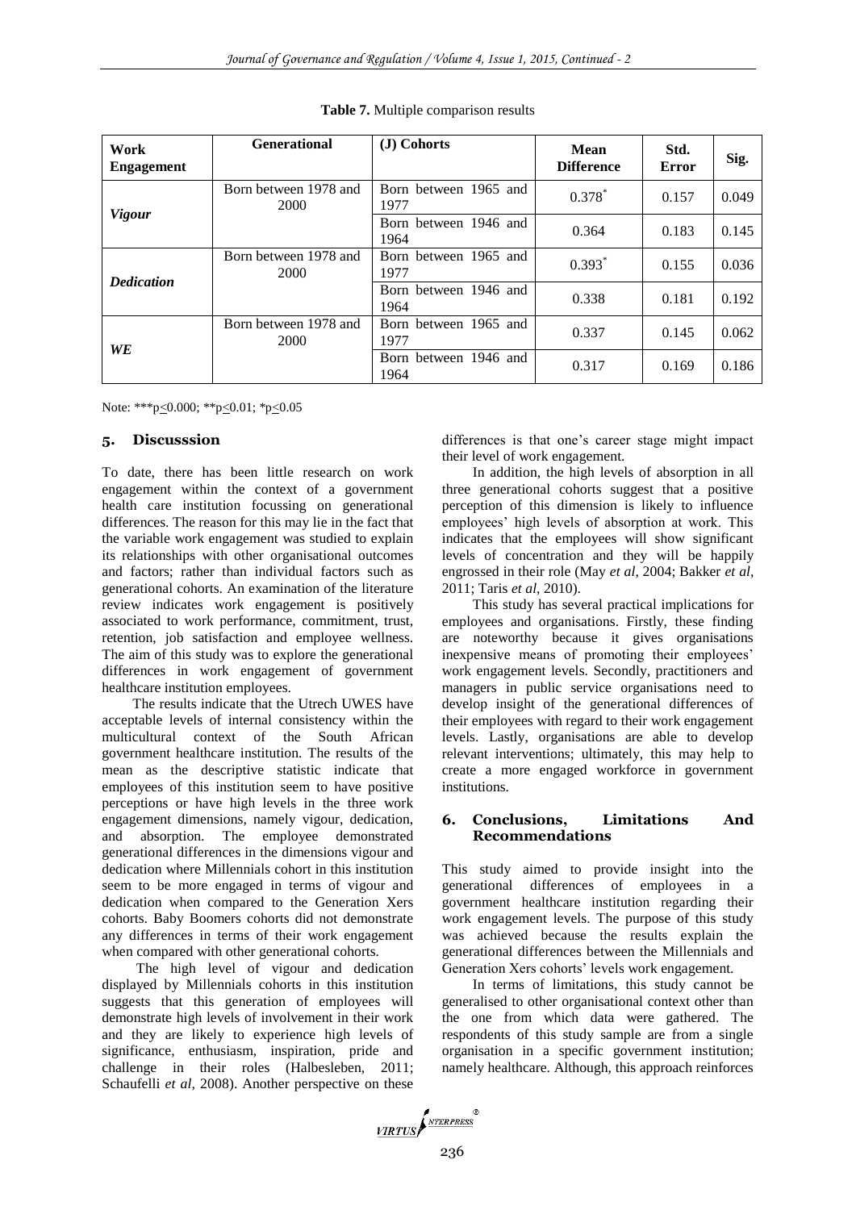**Table 7.** Multiple comparison results

| Work Engagement | Generational | (J) Cohorts | Mean Difference | Std. Error | Sig. |
|---|---|---|---|---|---|
| *Vigour* | Born between 1978 and 2000 | Born between 1965 and 1977 | 0.378* | 0.157 | 0.049 |
| | | Born between 1946 and 1964 | 0.364 | 0.183 | 0.145 |
| *Dedication* | Born between 1978 and 2000 | Born between 1965 and 1977 | 0.393* | 0.155 | 0.036 |
| | | Born between 1946 and 1964 | 0.338 | 0.181 | 0.192 |
| *WE* | Born between 1978 and 2000 | Born between 1965 and 1977 | 0.337 | 0.145 | 0.062 |
| | | Born between 1946 and 1964 | 0.317 | 0.169 | 0.186 |

Note: ***$p \leq 0.000$; **$p \leq 0.01$; *$p \leq 0.05$

## 5. Discusssion

To date, there has been little research on work engagement within the context of a government health care institution focussing on generational differences. The reason for this may lie in the fact that the variable work engagement was studied to explain its relationships with other organisational outcomes and factors; rather than individual factors such as generational cohorts. An examination of the literature review indicates work engagement is positively associated to work performance, commitment, trust, retention, job satisfaction and employee wellness. The aim of this study was to explore the generational differences in work engagement of government healthcare institution employees.

The results indicate that the Utrech UWES have acceptable levels of internal consistency within the multicultural context of the South African government healthcare institution. The results of the mean as the descriptive statistic indicate that employees of this institution seem to have positive perceptions or have high levels in the three work engagement dimensions, namely vigour, dedication, and absorption. The employee demonstrated generational differences in the dimensions vigour and dedication where Millennials cohort in this institution seem to be more engaged in terms of vigour and dedication when compared to the Generation Xers cohorts. Baby Boomers cohorts did not demonstrate any differences in terms of their work engagement when compared with other generational cohorts.

The high level of vigour and dedication displayed by Millennials cohorts in this institution suggests that this generation of employees will demonstrate high levels of involvement in their work and they are likely to experience high levels of significance, enthusiasm, inspiration, pride and challenge in their roles (Halbesleben, 2011; Schaufelli *et al*, 2008). Another perspective on these differences is that one's career stage might impact their level of work engagement.

In addition, the high levels of absorption in all three generational cohorts suggest that a positive perception of this dimension is likely to influence employees' high levels of absorption at work. This indicates that the employees will show significant levels of concentration and they will be happily engrossed in their role (May *et al*, 2004; Bakker *et al*, 2011; Taris *et al*, 2010).

This study has several practical implications for employees and organisations. Firstly, these finding are noteworthy because it gives organisations inexpensive means of promoting their employees' work engagement levels. Secondly, practitioners and managers in public service organisations need to develop insight of the generational differences of their employees with regard to their work engagement levels. Lastly, organisations are able to develop relevant interventions; ultimately, this may help to create a more engaged workforce in government institutions.

## 6. Conclusions, Limitations And Recommendations

This study aimed to provide insight into the generational differences of employees in a government healthcare institution regarding their work engagement levels. The purpose of this study was achieved because the results explain the generational differences between the Millennials and Generation Xers cohorts' levels work engagement.

In terms of limitations, this study cannot be generalised to other organisational context other than the one from which data were gathered. The respondents of this study sample are from a single organisation in a specific government institution; namely healthcare. Although, this approach reinforces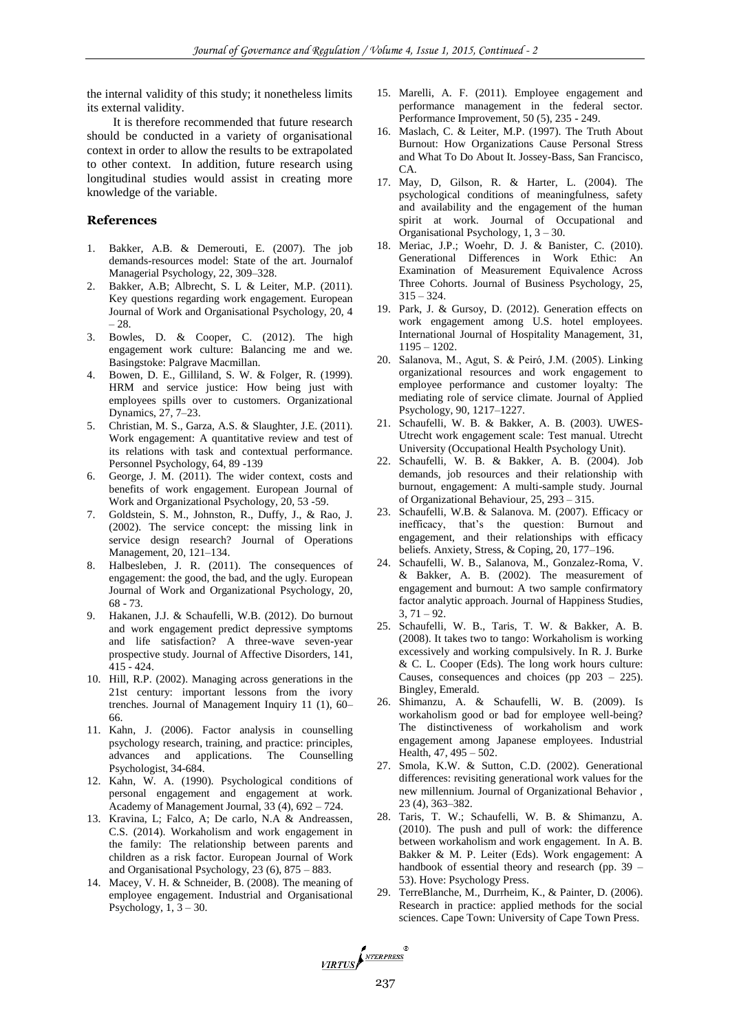the internal validity of this study; it nonetheless limits its external validity.

It is therefore recommended that future research should be conducted in a variety of organisational context in order to allow the results to be extrapolated to other context. In addition, future research using longitudinal studies would assist in creating more knowledge of the variable.

## References

1. Bakker, A.B. & Demerouti, E. (2007). The job demands-resources model: State of the art. Journalof Managerial Psychology, 22, 309–328.
2. Bakker, A.B; Albrecht, S. L & Leiter, M.P. (2011). Key questions regarding work engagement. European Journal of Work and Organisational Psychology, 20, 4 – 28.
3. Bowles, D. & Cooper, C. (2012). The high engagement work culture: Balancing me and we. Basingstoke: Palgrave Macmillan.
4. Bowen, D. E., Gilliland, S. W. & Folger, R. (1999). HRM and service justice: How being just with employees spills over to customers. Organizational Dynamics, 27, 7–23.
5. Christian, M. S., Garza, A.S. & Slaughter, J.E. (2011). Work engagement: A quantitative review and test of its relations with task and contextual performance. Personnel Psychology, 64, 89 -139
6. George, J. M. (2011). The wider context, costs and benefits of work engagement. European Journal of Work and Organizational Psychology, 20, 53 -59.
7. Goldstein, S. M., Johnston, R., Duffy, J., & Rao, J. (2002). The service concept: the missing link in service design research? Journal of Operations Management, 20, 121–134.
8. Halbesleben, J. R. (2011). The consequences of engagement: the good, the bad, and the ugly. European Journal of Work and Organizational Psychology, 20, 68 - 73.
9. Hakanen, J.J. & Schaufelli, W.B. (2012). Do burnout and work engagement predict depressive symptoms and life satisfaction? A three-wave seven-year prospective study. Journal of Affective Disorders, 141, 415 - 424.
10. Hill, R.P. (2002). Managing across generations in the 21st century: important lessons from the ivory trenches. Journal of Management Inquiry 11 (1), 60–66.
11. Kahn, J. (2006). Factor analysis in counselling psychology research, training, and practice: principles, advances and applications. The Counselling Psychologist, 34-684.
12. Kahn, W. A. (1990). Psychological conditions of personal engagement and engagement at work. Academy of Management Journal, 33 (4), 692 – 724.
13. Kravina, L; Falco, A; De carlo, N.A & Andreassen, C.S. (2014). Workaholism and work engagement in the family: The relationship between parents and children as a risk factor. European Journal of Work and Organisational Psychology, 23 (6), 875 – 883.
14. Macey, V. H. & Schneider, B. (2008). The meaning of employee engagement. Industrial and Organisational Psychology, 1, 3 – 30.
15. Marelli, A. F. (2011). Employee engagement and performance management in the federal sector. Performance Improvement, 50 (5), 235 - 249.
16. Maslach, C. & Leiter, M.P. (1997). The Truth About Burnout: How Organizations Cause Personal Stress and What To Do About It. Jossey-Bass, San Francisco, CA.
17. May, D, Gilson, R. & Harter, L. (2004). The psychological conditions of meaningfulness, safety and availability and the engagement of the human spirit at work. Journal of Occupational and Organisational Psychology, 1, 3 – 30.
18. Meriac, J.P.; Woehr, D. J. & Banister, C. (2010). Generational Differences in Work Ethic: An Examination of Measurement Equivalence Across Three Cohorts. Journal of Business Psychology, 25, 315 – 324.
19. Park, J. & Gursoy, D. (2012). Generation effects on work engagement among U.S. hotel employees. International Journal of Hospitality Management, 31, 1195 – 1202.
20. Salanova, M., Agut, S. & Peiró, J.M. (2005). Linking organizational resources and work engagement to employee performance and customer loyalty: The mediating role of service climate. Journal of Applied Psychology, 90, 1217–1227.
21. Schaufelli, W. B. & Bakker, A. B. (2003). UWES-Utrecht work engagement scale: Test manual. Utrecht University (Occupational Health Psychology Unit).
22. Schaufelli, W. B. & Bakker, A. B. (2004). Job demands, job resources and their relationship with burnout, engagement: A multi-sample study. Journal of Organizational Behaviour, 25, 293 – 315.
23. Schaufelli, W.B. & Salanova. M. (2007). Efficacy or inefficacy, that's the question: Burnout and engagement, and their relationships with efficacy beliefs. Anxiety, Stress, & Coping, 20, 177–196.
24. Schaufelli, W. B., Salanova, M., Gonzalez-Roma, V. & Bakker, A. B. (2002). The measurement of engagement and burnout: A two sample confirmatory factor analytic approach. Journal of Happiness Studies, 3, 71 – 92.
25. Schaufelli, W. B., Taris, T. W. & Bakker, A. B. (2008). It takes two to tango: Workaholism is working excessively and working compulsively. In R. J. Burke & C. L. Cooper (Eds). The long work hours culture: Causes, consequences and choices (pp 203 – 225). Bingley, Emerald.
26. Shimanzu, A. & Schaufelli, W. B. (2009). Is workaholism good or bad for employee well-being? The distinctiveness of workaholism and work engagement among Japanese employees. Industrial Health, 47, 495 – 502.
27. Smola, K.W. & Sutton, C.D. (2002). Generational differences: revisiting generational work values for the new millennium. Journal of Organizational Behavior , 23 (4), 363–382.
28. Taris, T. W.; Schaufelli, W. B. & Shimanzu, A. (2010). The push and pull of work: the difference between workaholism and work engagement. In A. B. Bakker & M. P. Leiter (Eds). Work engagement: A handbook of essential theory and research (pp. 39 – 53). Hove: Psychology Press.
29. TerreBlanche, M., Durrheim, K., & Painter, D. (2006). Research in practice: applied methods for the social sciences. Cape Town: University of Cape Town Press.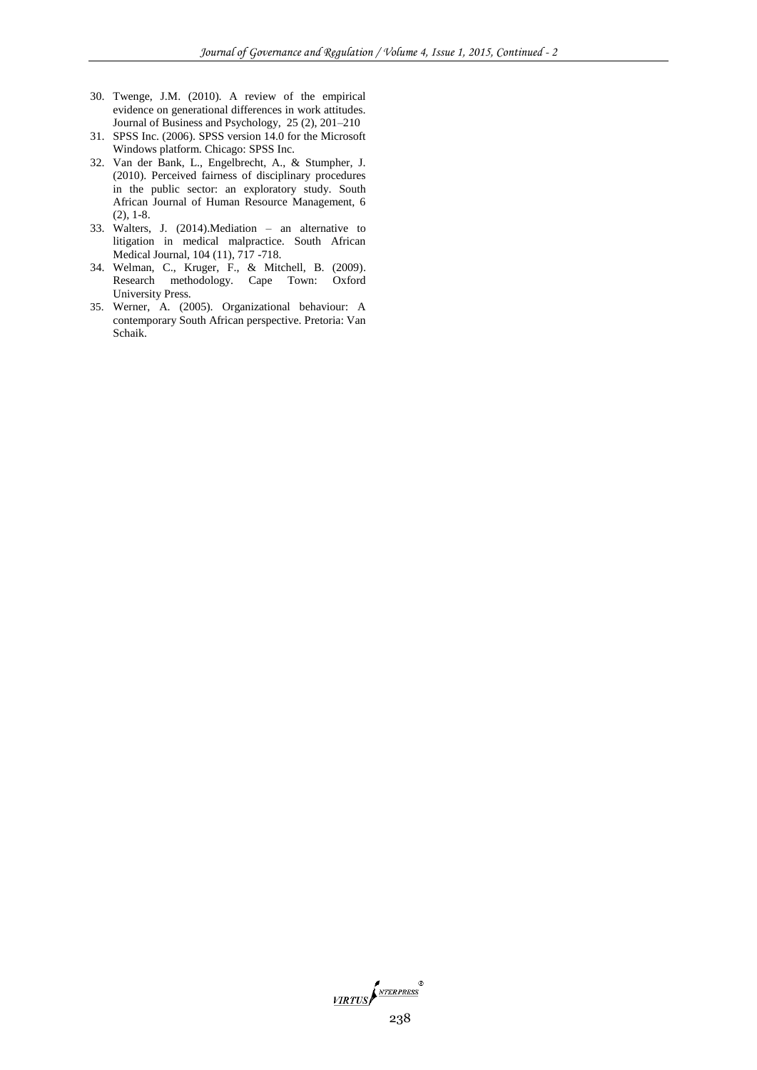30. Twenge, J.M. (2010). A review of the empirical evidence on generational differences in work attitudes. Journal of Business and Psychology, 25 (2), 201–210
31. SPSS Inc. (2006). SPSS version 14.0 for the Microsoft Windows platform. Chicago: SPSS Inc.
32. Van der Bank, L., Engelbrecht, A., & Stumpher, J. (2010). Perceived fairness of disciplinary procedures in the public sector: an exploratory study. South African Journal of Human Resource Management, 6 (2), 1-8.
33. Walters, J. (2014).Mediation – an alternative to litigation in medical malpractice. South African Medical Journal, 104 (11), 717 -718.
34. Welman, C., Kruger, F., & Mitchell, B. (2009). Research methodology. Cape Town: Oxford University Press.
35. Werner, A. (2005). Organizational behaviour: A contemporary South African perspective. Pretoria: Van Schaik.